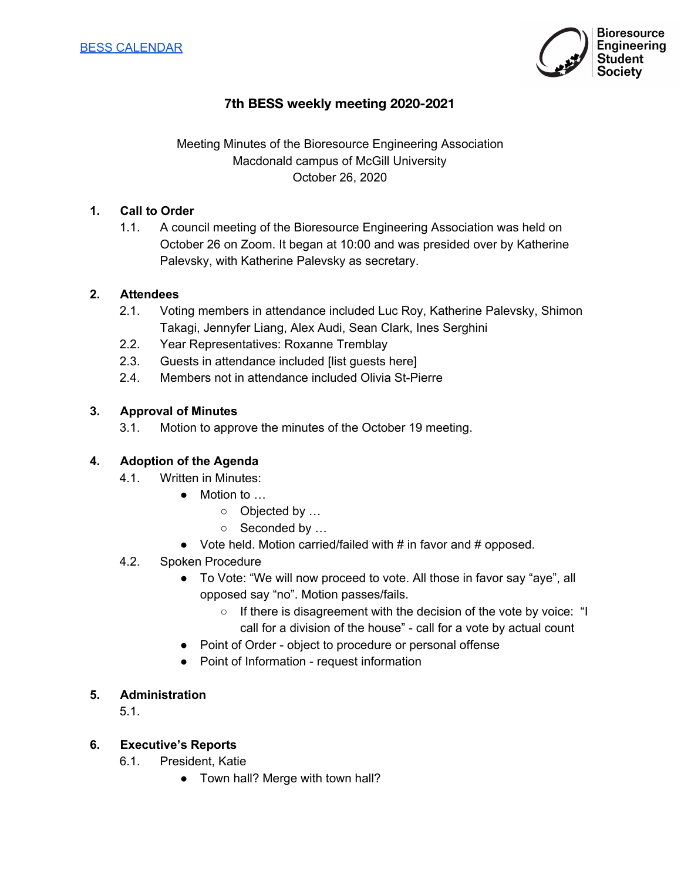[BESS CALENDAR]

Bioresource Engineering Student Society

# 7th BESS weekly meeting 2020-2021

Meeting Minutes of the Bioresource Engineering Association
Macdonald campus of McGill University
October 26, 2020

## 1. Call to Order

1.1. A council meeting of the Bioresource Engineering Association was held on October 26 on Zoom. It began at 10:00 and was presided over by Katherine Palevsky, with Katherine Palevsky as secretary.

## 2. Attendees

2.1. Voting members in attendance included Luc Roy, Katherine Palevsky, Shimon Takagi, Jennyfer Liang, Alex Audi, Sean Clark, Ines Serghini

2.2. Year Representatives: Roxanne Tremblay

2.3. Guests in attendance included [list guests here]

2.4. Members not in attendance included Olivia St-Pierre

## 3. Approval of Minutes

3.1. Motion to approve the minutes of the October 19 meeting.

## 4. Adoption of the Agenda

4.1. Written in Minutes:

- Motion to …
  - Objected by …
  - Seconded by …
- Vote held. Motion carried/failed with # in favor and # opposed.

4.2. Spoken Procedure

- To Vote: “We will now proceed to vote. All those in favor say “aye”, all opposed say “no”. Motion passes/fails.
  - If there is disagreement with the decision of the vote by voice: “I call for a division of the house” - call for a vote by actual count
- Point of Order - object to procedure or personal offense
- Point of Information - request information

## 5. Administration

5.1.

## 6. Executive’s Reports

6.1. President, Katie

- Town hall? Merge with town hall?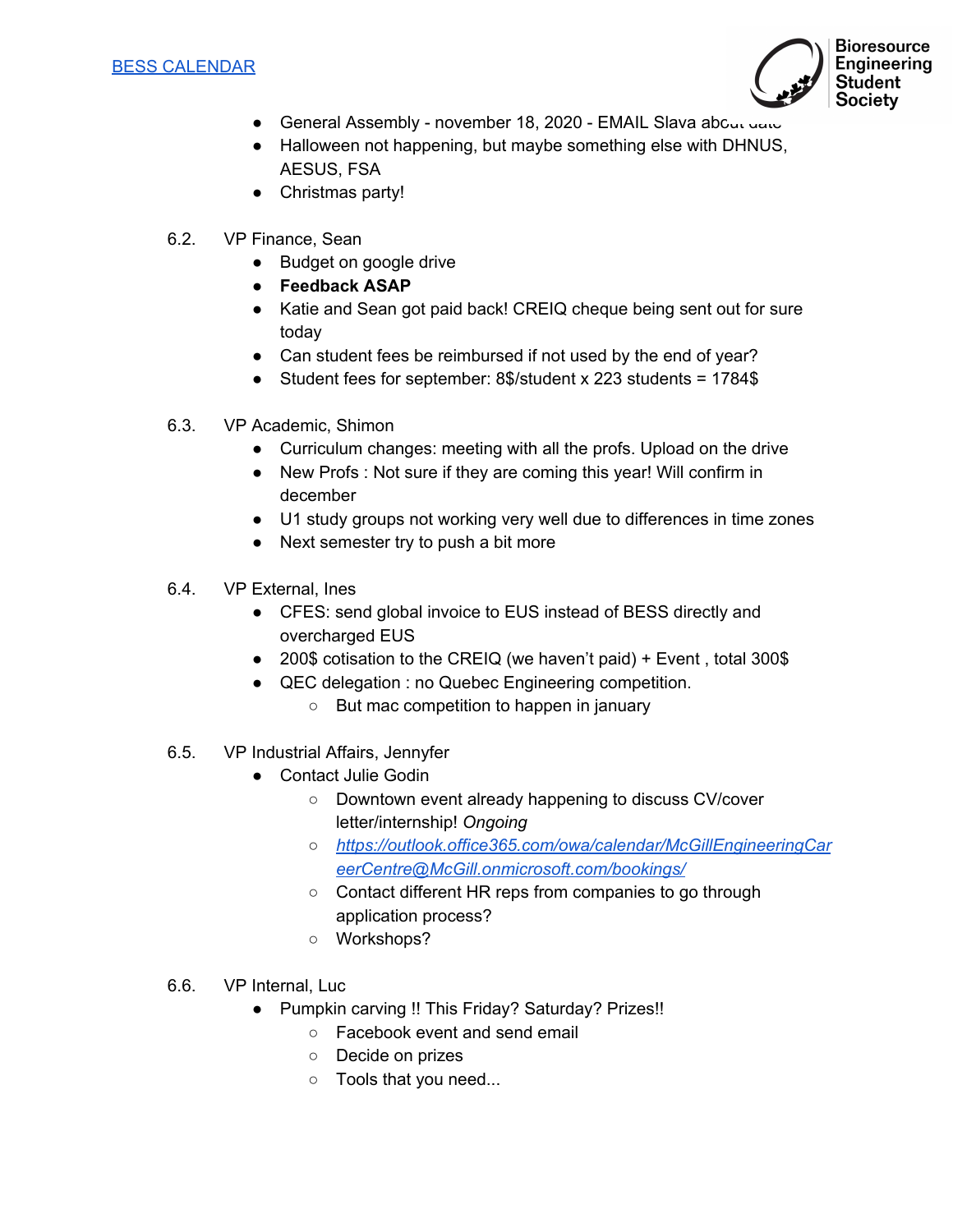[BESS CALENDAR](#)

- General Assembly - november 18, 2020 - EMAIL Slava about date
- Halloween not happening, but maybe something else with DHNUS, AESUS, FSA
- Christmas party!

6.2. VP Finance, Sean
- Budget on google drive
- **Feedback ASAP**
- Katie and Sean got paid back! CREIQ cheque being sent out for sure today
- Can student fees be reimbursed if not used by the end of year?
- Student fees for september: 8$/student x 223 students = 1784$

6.3. VP Academic, Shimon
- Curriculum changes: meeting with all the profs. Upload on the drive
- New Profs : Not sure if they are coming this year! Will confirm in december
- U1 study groups not working very well due to differences in time zones
- Next semester try to push a bit more

6.4. VP External, Ines
- CFES: send global invoice to EUS instead of BESS directly and overcharged EUS
- 200$ cotisation to the CREIQ (we haven't paid) + Event , total 300$
- QEC delegation : no Quebec Engineering competition.
  - But mac competition to happen in january

6.5. VP Industrial Affairs, Jennyfer
- Contact Julie Godin
  - Downtown event already happening to discuss CV/cover letter/internship! *Ongoing*
  - [https://outlook.office365.com/owa/calendar/McGillEngineeringCareerCentre@McGill.onmicrosoft.com/bookings/](https://outlook.office365.com/owa/calendar/McGillEngineeringCareerCentre@McGill.onmicrosoft.com/bookings/)
  - Contact different HR reps from companies to go through application process?
  - Workshops?

6.6. VP Internal, Luc
- Pumpkin carving !! This Friday? Saturday? Prizes!!
  - Facebook event and send email
  - Decide on prizes
  - Tools that you need...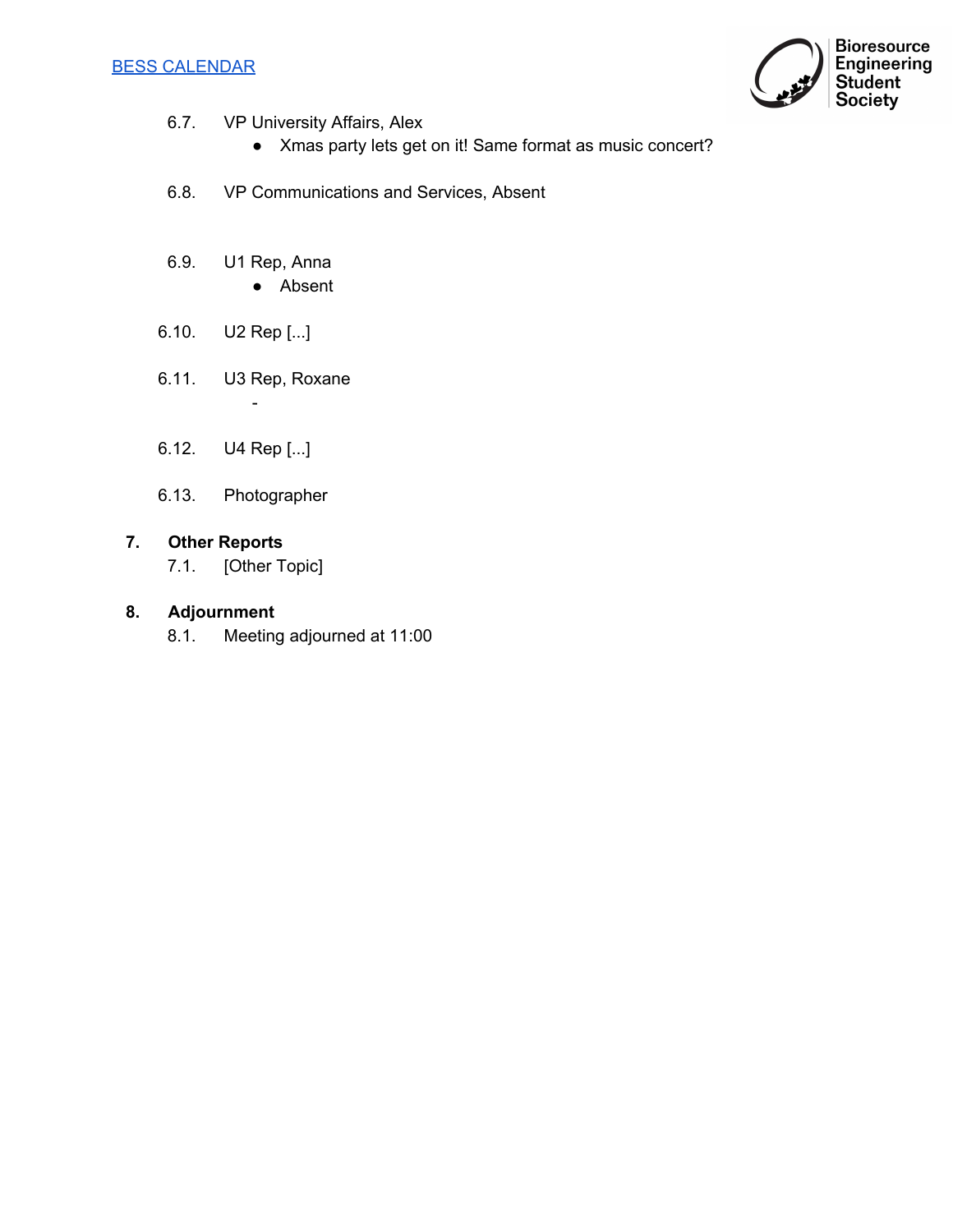[BESS CALENDAR]

6.7. VP University Affairs, Alex
- Xmas party lets get on it! Same format as music concert?

6.8. VP Communications and Services, Absent

6.9. U1 Rep, Anna
- Absent

6.10. U2 Rep [...]

6.11. U3 Rep, Roxane
- 

6.12. U4 Rep [...]

6.13. Photographer

**7. Other Reports**

7.1. [Other Topic]

**8. Adjournment**

8.1. Meeting adjourned at 11:00